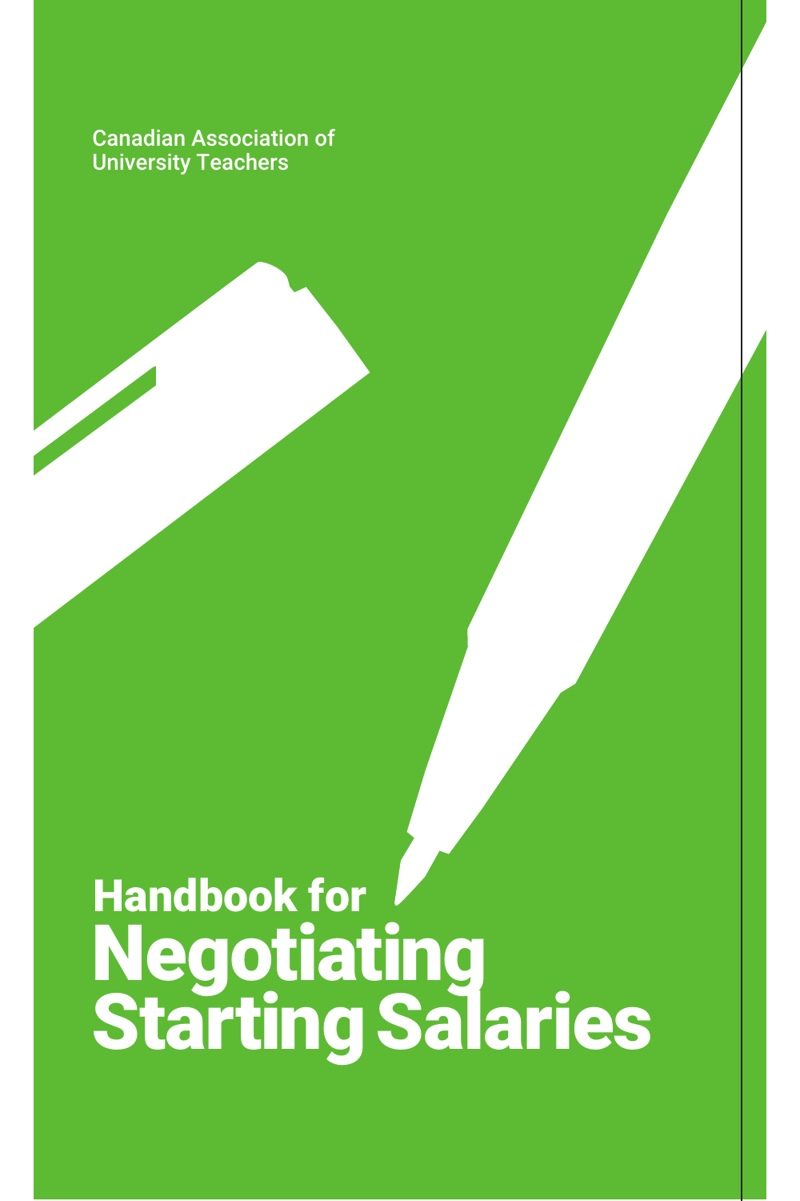Canadian Association of University Teachers

# Handbook for Negotiating Starting Salaries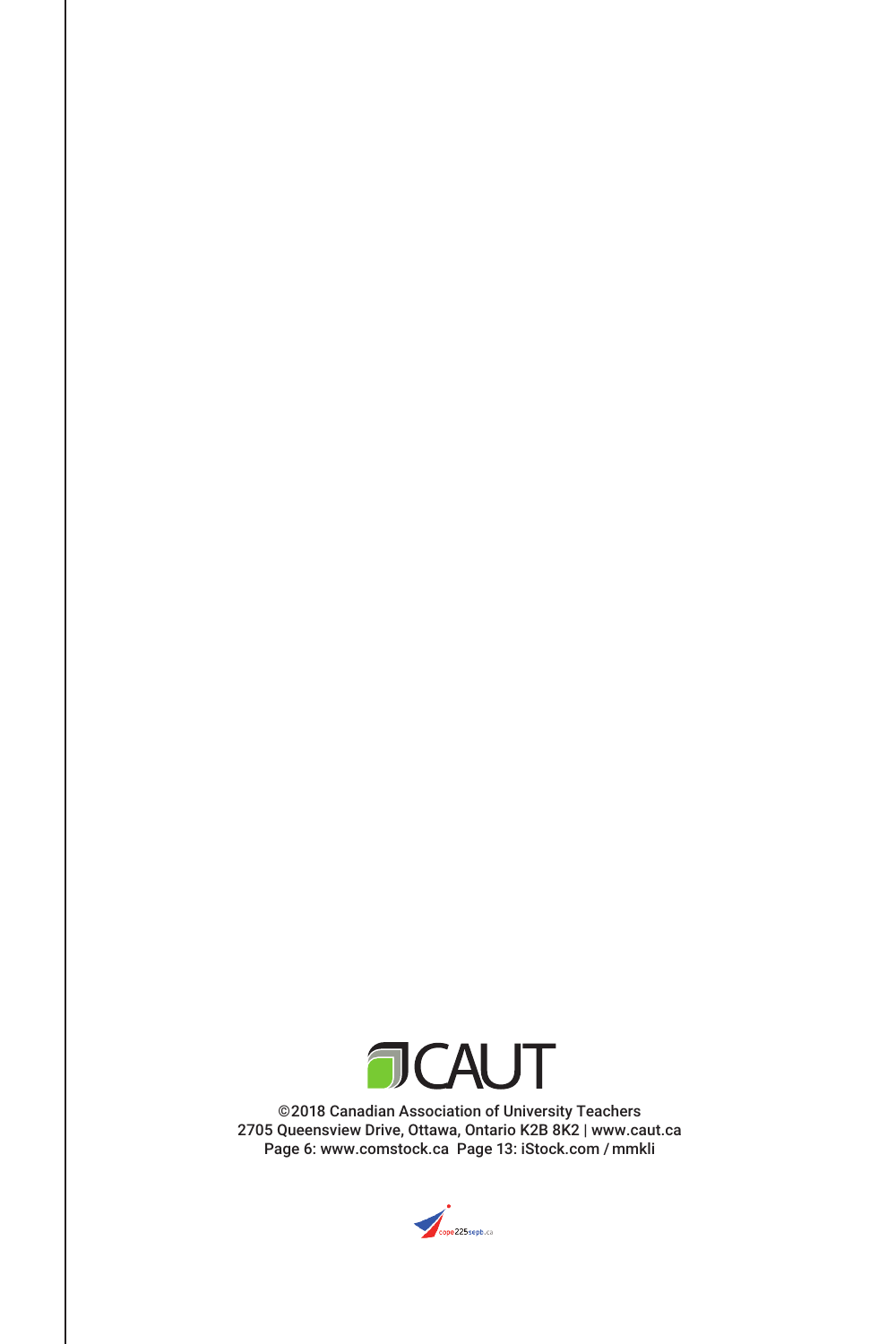CAUT

©2018 Canadian Association of University Teachers
2705 Queensview Drive, Ottawa, Ontario K2B 8K2 | www.caut.ca
Page 6: www.comstock.ca Page 13: iStock.com / mmkli

cope225sepb.ca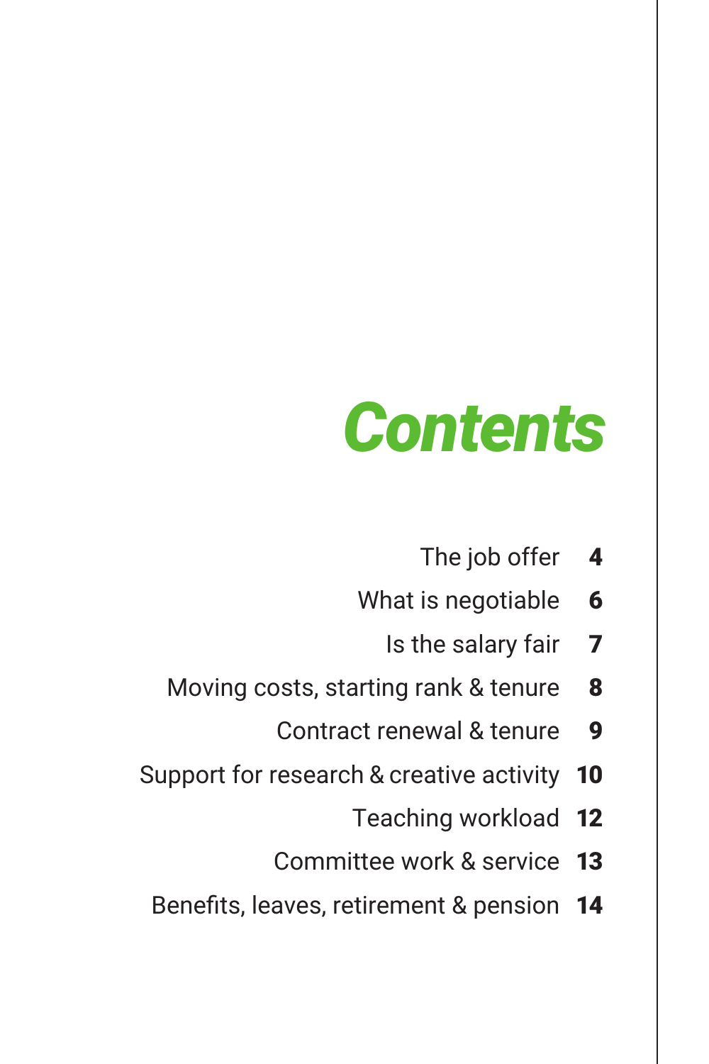# *Contents*

| | |
|---|---|
| The job offer | **4** |
| What is negotiable | **6** |
| Is the salary fair | **7** |
| Moving costs, starting rank & tenure | **8** |
| Contract renewal & tenure | **9** |
| Support for research & creative activity | **10** |
| Teaching workload | **12** |
| Committee work & service | **13** |
| Benefits, leaves, retirement & pension | **14** |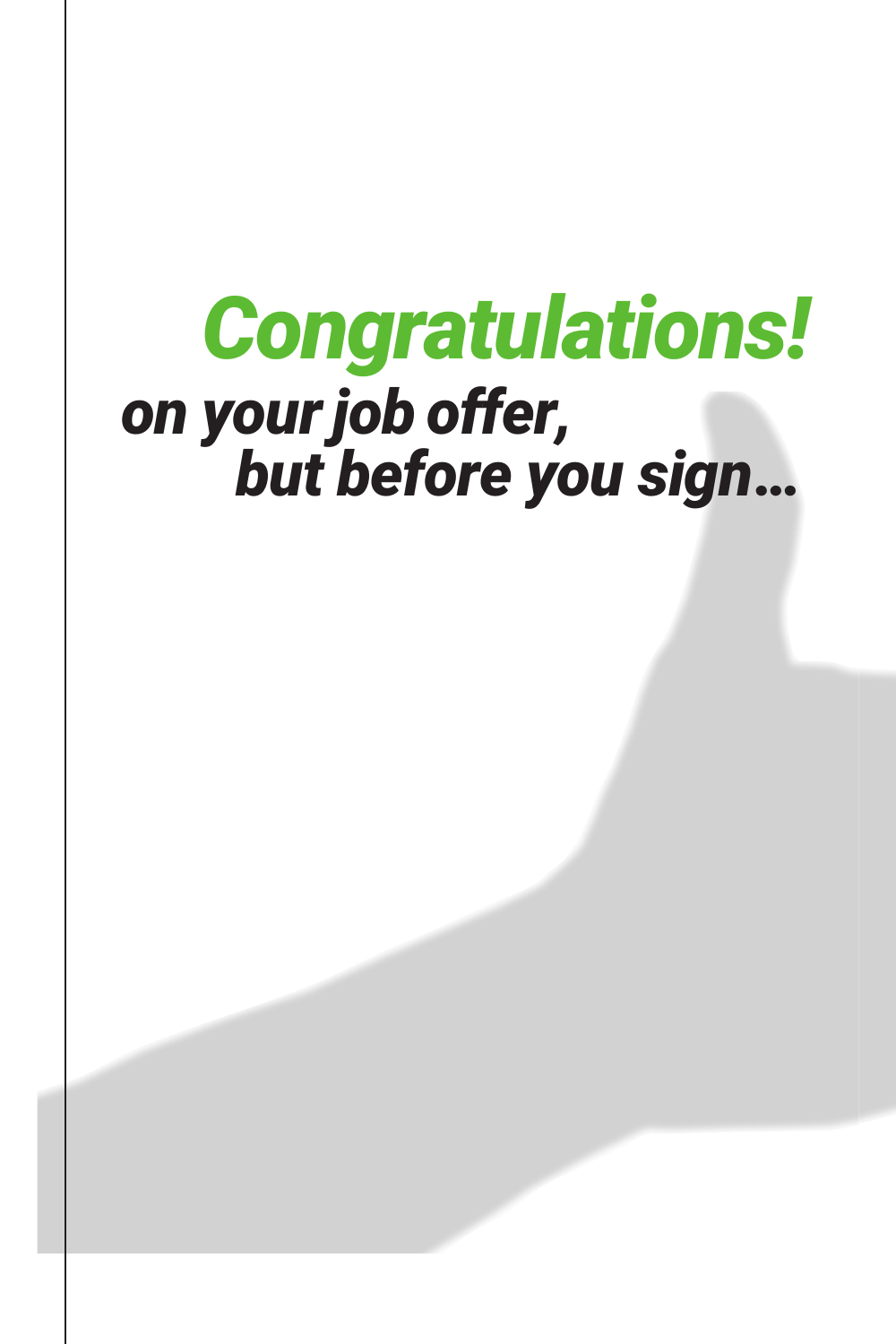# *Congratulations!*

***on your job offer,***
***but before you sign...***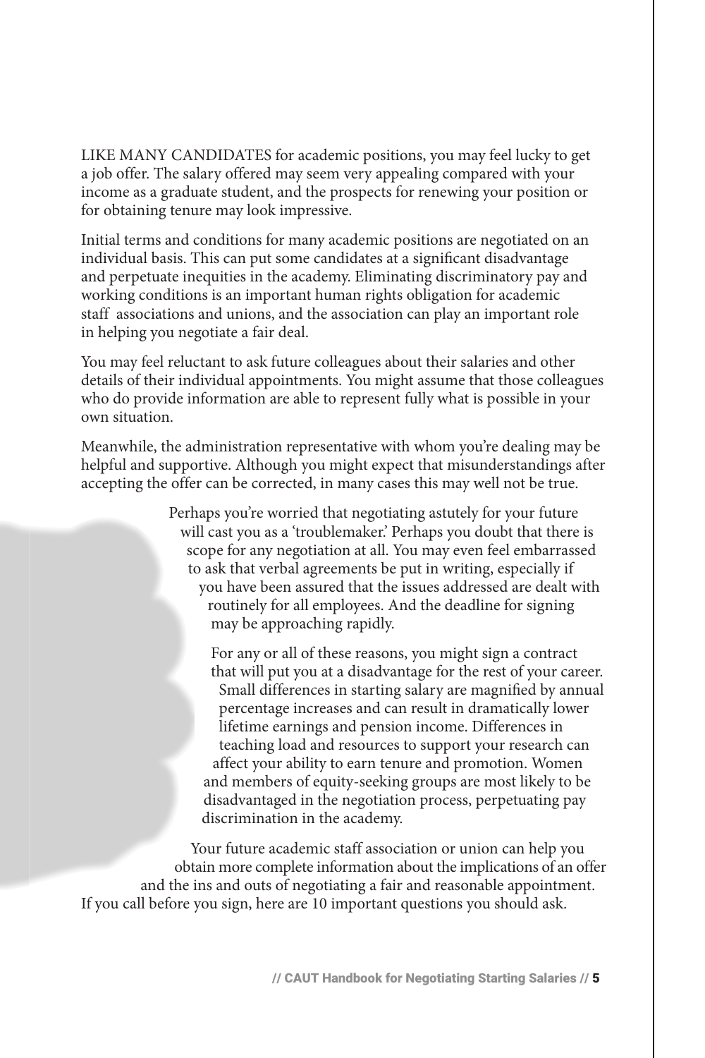LIKE MANY CANDIDATES for academic positions, you may feel lucky to get a job offer. The salary offered may seem very appealing compared with your income as a graduate student, and the prospects for renewing your position or for obtaining tenure may look impressive.

Initial terms and conditions for many academic positions are negotiated on an individual basis. This can put some candidates at a significant disadvantage and perpetuate inequities in the academy. Eliminating discriminatory pay and working conditions is an important human rights obligation for academic staff associations and unions, and the association can play an important role in helping you negotiate a fair deal.

You may feel reluctant to ask future colleagues about their salaries and other details of their individual appointments. You might assume that those colleagues who do provide information are able to represent fully what is possible in your own situation.

Meanwhile, the administration representative with whom you're dealing may be helpful and supportive. Although you might expect that misunderstandings after accepting the offer can be corrected, in many cases this may well not be true.

Perhaps you're worried that negotiating astutely for your future will cast you as a 'troublemaker.' Perhaps you doubt that there is scope for any negotiation at all. You may even feel embarrassed to ask that verbal agreements be put in writing, especially if you have been assured that the issues addressed are dealt with routinely for all employees. And the deadline for signing may be approaching rapidly.

For any or all of these reasons, you might sign a contract that will put you at a disadvantage for the rest of your career. Small differences in starting salary are magnified by annual percentage increases and can result in dramatically lower lifetime earnings and pension income. Differences in teaching load and resources to support your research can affect your ability to earn tenure and promotion. Women and members of equity-seeking groups are most likely to be disadvantaged in the negotiation process, perpetuating pay discrimination in the academy.

Your future academic staff association or union can help you obtain more complete information about the implications of an offer and the ins and outs of negotiating a fair and reasonable appointment. If you call before you sign, here are 10 important questions you should ask.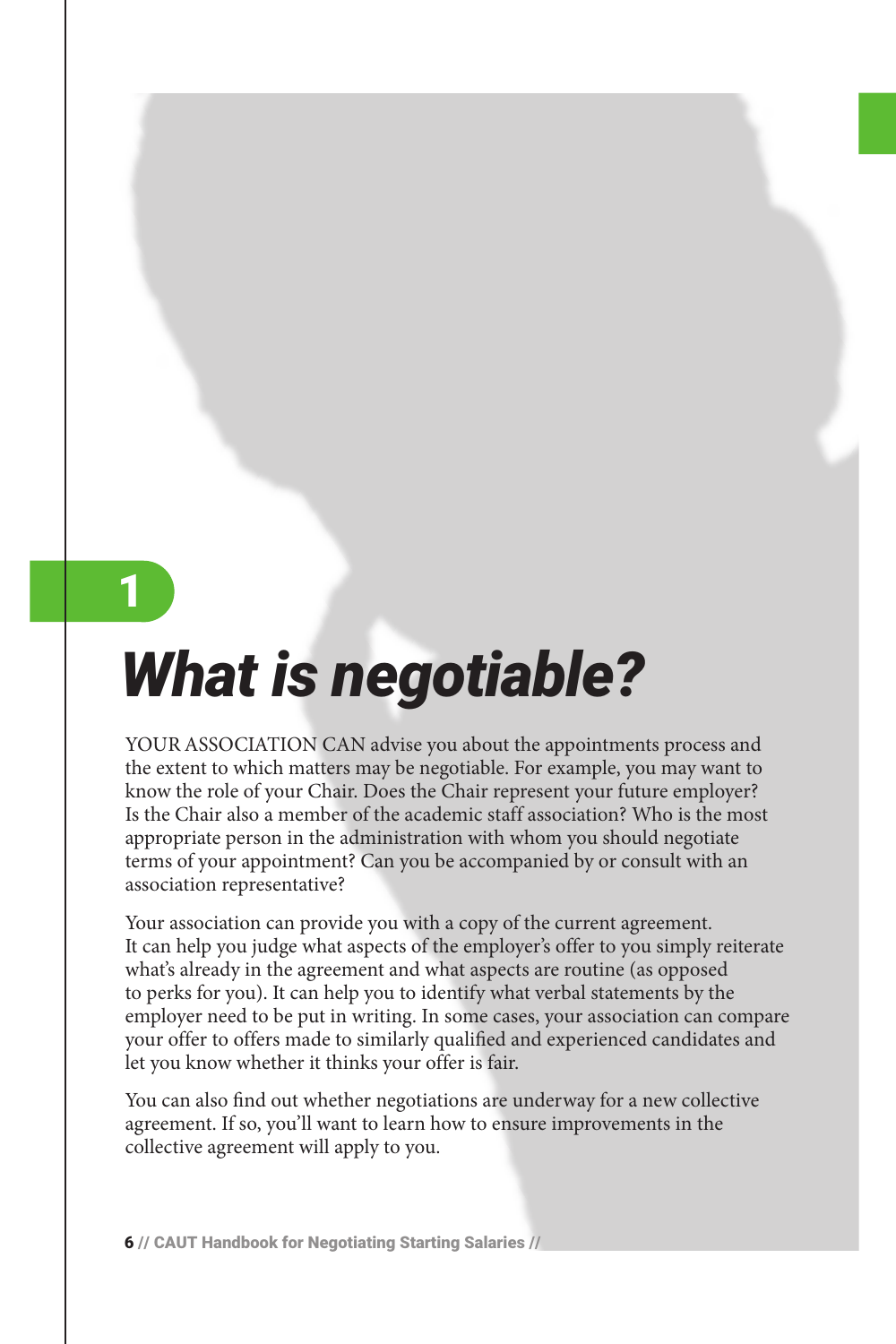# 1

# *What is negotiable?*

YOUR ASSOCIATION CAN advise you about the appointments process and the extent to which matters may be negotiable. For example, you may want to know the role of your Chair. Does the Chair represent your future employer? Is the Chair also a member of the academic staff association? Who is the most appropriate person in the administration with whom you should negotiate terms of your appointment? Can you be accompanied by or consult with an association representative?

Your association can provide you with a copy of the current agreement. It can help you judge what aspects of the employer's offer to you simply reiterate what's already in the agreement and what aspects are routine (as opposed to perks for you). It can help you to identify what verbal statements by the employer need to be put in writing. In some cases, your association can compare your offer to offers made to similarly qualified and experienced candidates and let you know whether it thinks your offer is fair.

You can also find out whether negotiations are underway for a new collective agreement. If so, you'll want to learn how to ensure improvements in the collective agreement will apply to you.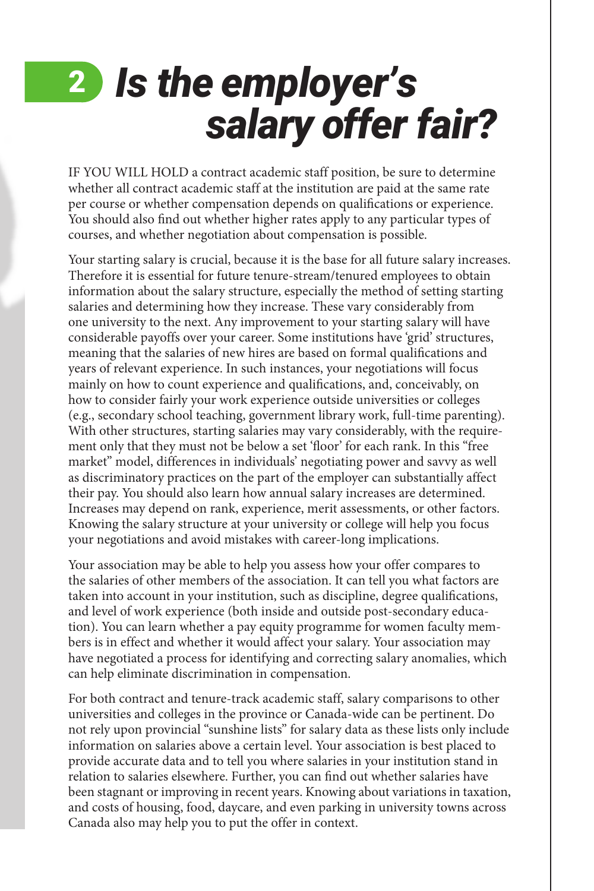# 2 *Is the employer's salary offer fair?*

IF YOU WILL HOLD a contract academic staff position, be sure to determine whether all contract academic staff at the institution are paid at the same rate per course or whether compensation depends on qualifications or experience. You should also find out whether higher rates apply to any particular types of courses, and whether negotiation about compensation is possible.

Your starting salary is crucial, because it is the base for all future salary increases. Therefore it is essential for future tenure-stream/tenured employees to obtain information about the salary structure, especially the method of setting starting salaries and determining how they increase. These vary considerably from one university to the next. Any improvement to your starting salary will have considerable payoffs over your career. Some institutions have 'grid' structures, meaning that the salaries of new hires are based on formal qualifications and years of relevant experience. In such instances, your negotiations will focus mainly on how to count experience and qualifications, and, conceivably, on how to consider fairly your work experience outside universities or colleges (e.g., secondary school teaching, government library work, full-time parenting). With other structures, starting salaries may vary considerably, with the requirement only that they must not be below a set 'floor' for each rank. In this "free market" model, differences in individuals' negotiating power and savvy as well as discriminatory practices on the part of the employer can substantially affect their pay. You should also learn how annual salary increases are determined. Increases may depend on rank, experience, merit assessments, or other factors. Knowing the salary structure at your university or college will help you focus your negotiations and avoid mistakes with career-long implications.

Your association may be able to help you assess how your offer compares to the salaries of other members of the association. It can tell you what factors are taken into account in your institution, such as discipline, degree qualifications, and level of work experience (both inside and outside post-secondary education). You can learn whether a pay equity programme for women faculty members is in effect and whether it would affect your salary. Your association may have negotiated a process for identifying and correcting salary anomalies, which can help eliminate discrimination in compensation.

For both contract and tenure-track academic staff, salary comparisons to other universities and colleges in the province or Canada-wide can be pertinent. Do not rely upon provincial "sunshine lists" for salary data as these lists only include information on salaries above a certain level. Your association is best placed to provide accurate data and to tell you where salaries in your institution stand in relation to salaries elsewhere. Further, you can find out whether salaries have been stagnant or improving in recent years. Knowing about variations in taxation, and costs of housing, food, daycare, and even parking in university towns across Canada also may help you to put the offer in context.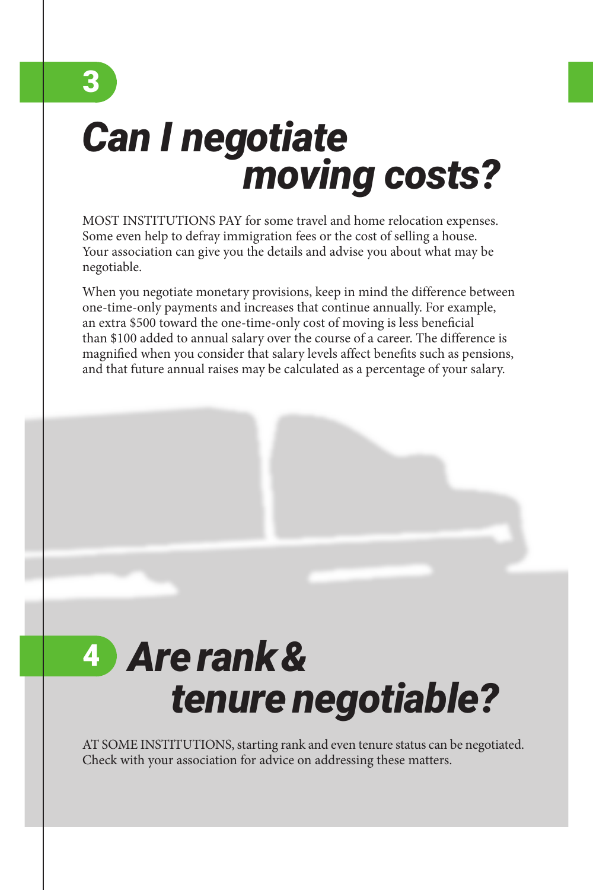## 3

## *Can I negotiate moving costs?*

MOST INSTITUTIONS PAY for some travel and home relocation expenses. Some even help to defray immigration fees or the cost of selling a house. Your association can give you the details and advise you about what may be negotiable.

When you negotiate monetary provisions, keep in mind the difference between one-time-only payments and increases that continue annually. For example, an extra $500 toward the one-time-only cost of moving is less beneficial than $100 added to annual salary over the course of a career. The difference is magnified when you consider that salary levels affect benefits such as pensions, and that future annual raises may be calculated as a percentage of your salary.

## 4

## *Are rank & tenure negotiable?*

AT SOME INSTITUTIONS, starting rank and even tenure status can be negotiated. Check with your association for advice on addressing these matters.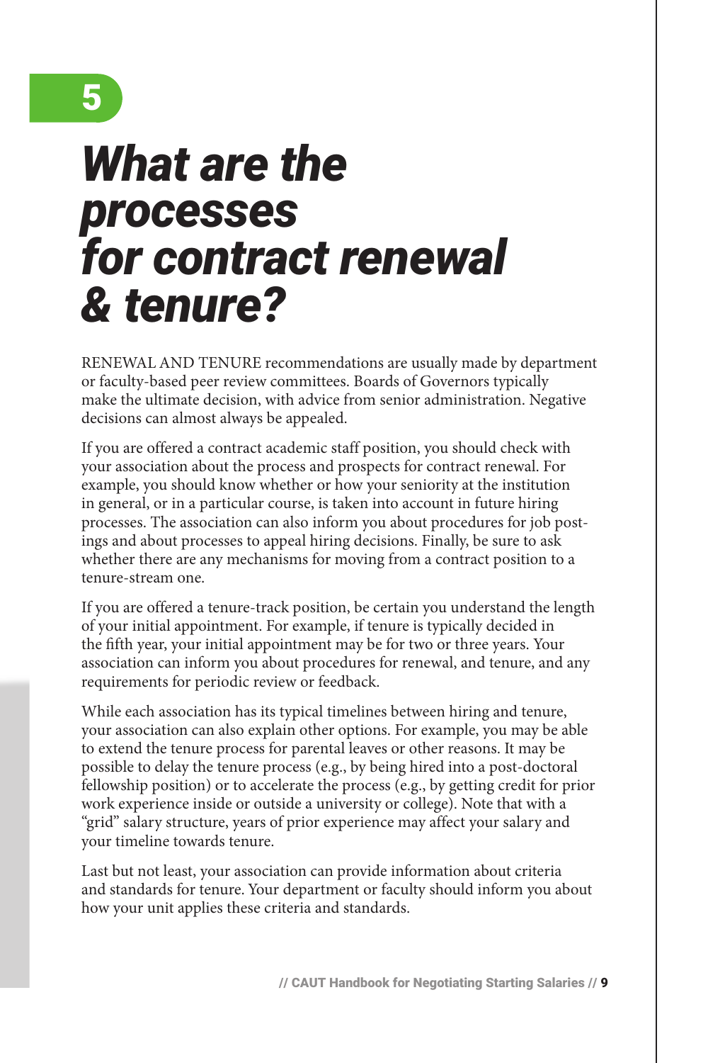5

# *What are the processes for contract renewal & tenure?*

RENEWAL AND TENURE recommendations are usually made by department or faculty-based peer review committees. Boards of Governors typically make the ultimate decision, with advice from senior administration. Negative decisions can almost always be appealed.

If you are offered a contract academic staff position, you should check with your association about the process and prospects for contract renewal. For example, you should know whether or how your seniority at the institution in general, or in a particular course, is taken into account in future hiring processes. The association can also inform you about procedures for job postings and about processes to appeal hiring decisions. Finally, be sure to ask whether there are any mechanisms for moving from a contract position to a tenure-stream one.

If you are offered a tenure-track position, be certain you understand the length of your initial appointment. For example, if tenure is typically decided in the fifth year, your initial appointment may be for two or three years. Your association can inform you about procedures for renewal, and tenure, and any requirements for periodic review or feedback.

While each association has its typical timelines between hiring and tenure, your association can also explain other options. For example, you may be able to extend the tenure process for parental leaves or other reasons. It may be possible to delay the tenure process (e.g., by being hired into a post-doctoral fellowship position) or to accelerate the process (e.g., by getting credit for prior work experience inside or outside a university or college). Note that with a "grid" salary structure, years of prior experience may affect your salary and your timeline towards tenure.

Last but not least, your association can provide information about criteria and standards for tenure. Your department or faculty should inform you about how your unit applies these criteria and standards.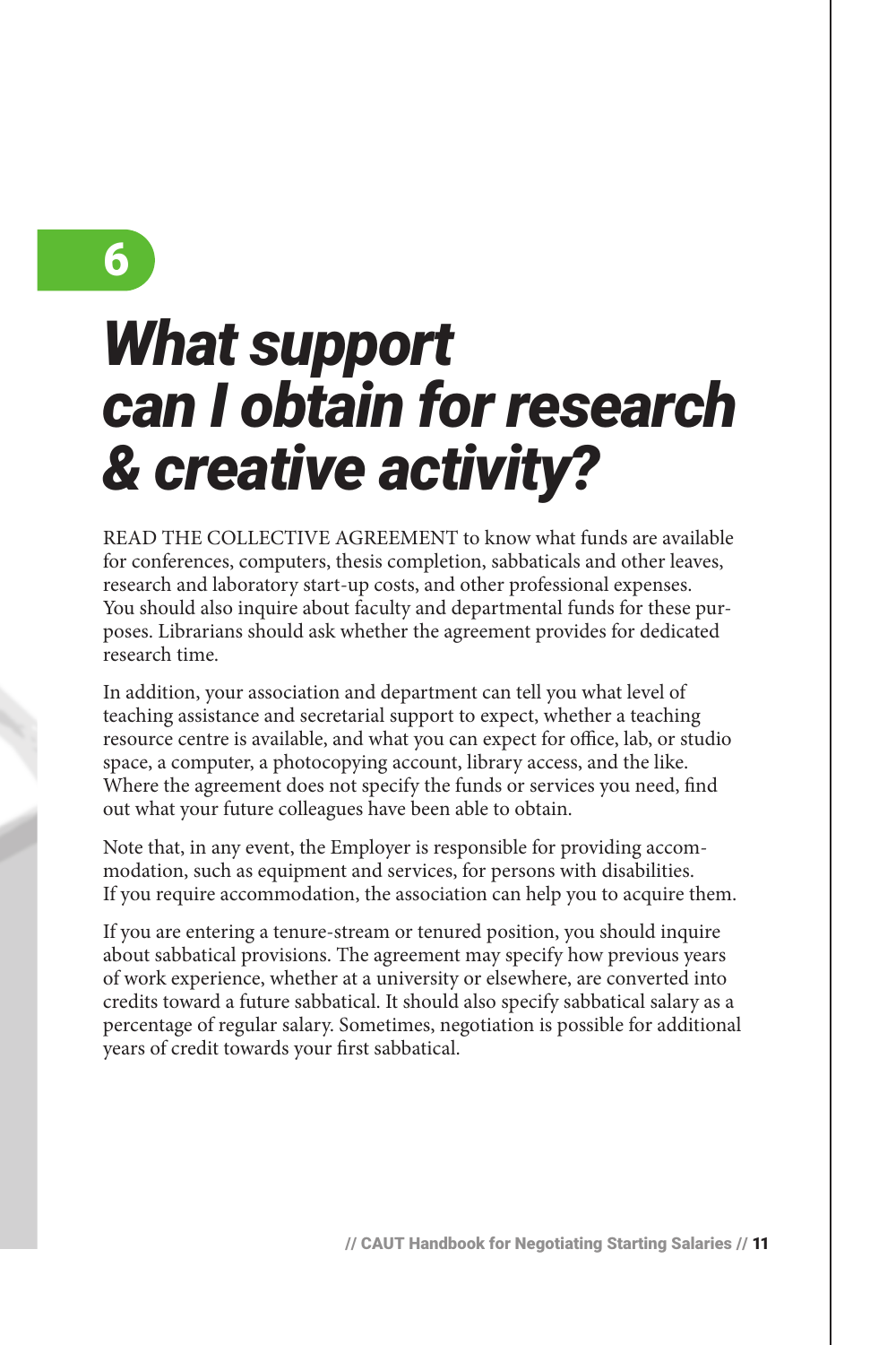# 6

# *What support can I obtain for research & creative activity?*

READ THE COLLECTIVE AGREEMENT to know what funds are available for conferences, computers, thesis completion, sabbaticals and other leaves, research and laboratory start-up costs, and other professional expenses. You should also inquire about faculty and departmental funds for these purposes. Librarians should ask whether the agreement provides for dedicated research time.

In addition, your association and department can tell you what level of teaching assistance and secretarial support to expect, whether a teaching resource centre is available, and what you can expect for office, lab, or studio space, a computer, a photocopying account, library access, and the like. Where the agreement does not specify the funds or services you need, find out what your future colleagues have been able to obtain.

Note that, in any event, the Employer is responsible for providing accommodation, such as equipment and services, for persons with disabilities. If you require accommodation, the association can help you to acquire them.

If you are entering a tenure-stream or tenured position, you should inquire about sabbatical provisions. The agreement may specify how previous years of work experience, whether at a university or elsewhere, are converted into credits toward a future sabbatical. It should also specify sabbatical salary as a percentage of regular salary. Sometimes, negotiation is possible for additional years of credit towards your first sabbatical.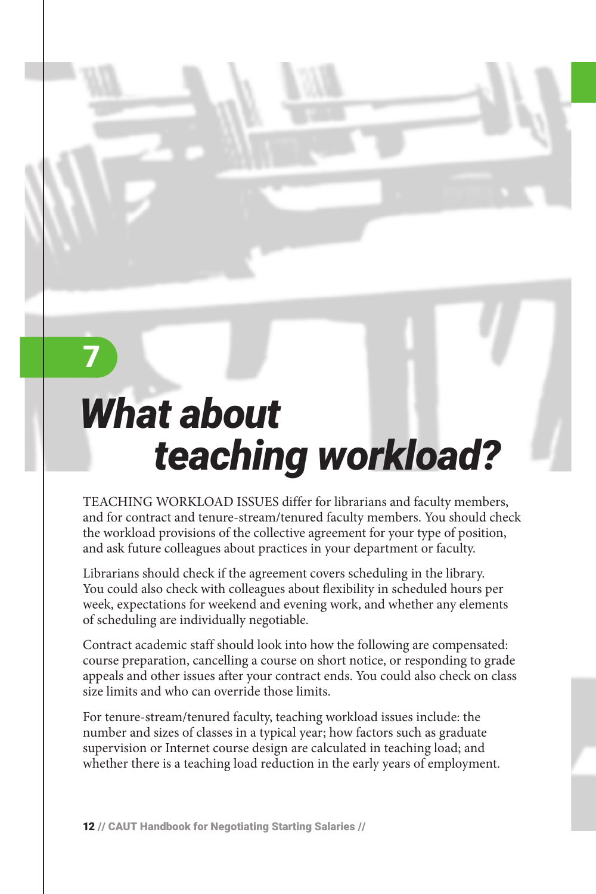# 7

# *What about teaching workload?*

TEACHING WORKLOAD ISSUES differ for librarians and faculty members, and for contract and tenure-stream/tenured faculty members. You should check the workload provisions of the collective agreement for your type of position, and ask future colleagues about practices in your department or faculty.

Librarians should check if the agreement covers scheduling in the library. You could also check with colleagues about flexibility in scheduled hours per week, expectations for weekend and evening work, and whether any elements of scheduling are individually negotiable.

Contract academic staff should look into how the following are compensated: course preparation, cancelling a course on short notice, or responding to grade appeals and other issues after your contract ends. You could also check on class size limits and who can override those limits.

For tenure-stream/tenured faculty, teaching workload issues include: the number and sizes of classes in a typical year; how factors such as graduate supervision or Internet course design are calculated in teaching load; and whether there is a teaching load reduction in the early years of employment.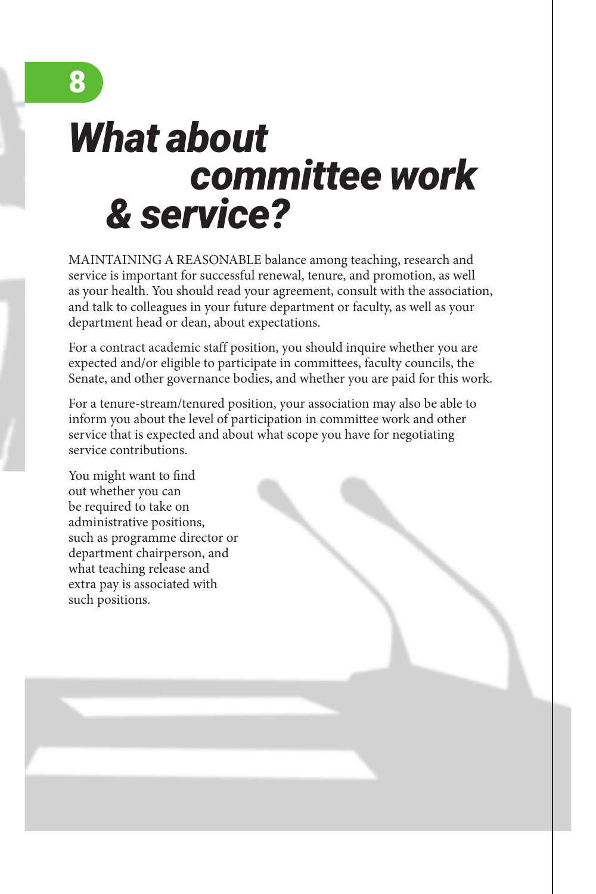8

# *What about committee work & service?*

MAINTAINING A REASONABLE balance among teaching, research and service is important for successful renewal, tenure, and promotion, as well as your health. You should read your agreement, consult with the association, and talk to colleagues in your future department or faculty, as well as your department head or dean, about expectations.

For a contract academic staff position, you should inquire whether you are expected and/or eligible to participate in committees, faculty councils, the Senate, and other governance bodies, and whether you are paid for this work.

For a tenure-stream/tenured position, your association may also be able to inform you about the level of participation in committee work and other service that is expected and about what scope you have for negotiating service contributions.

You might want to find out whether you can be required to take on administrative positions, such as programme director or department chairperson, and what teaching release and extra pay is associated with such positions.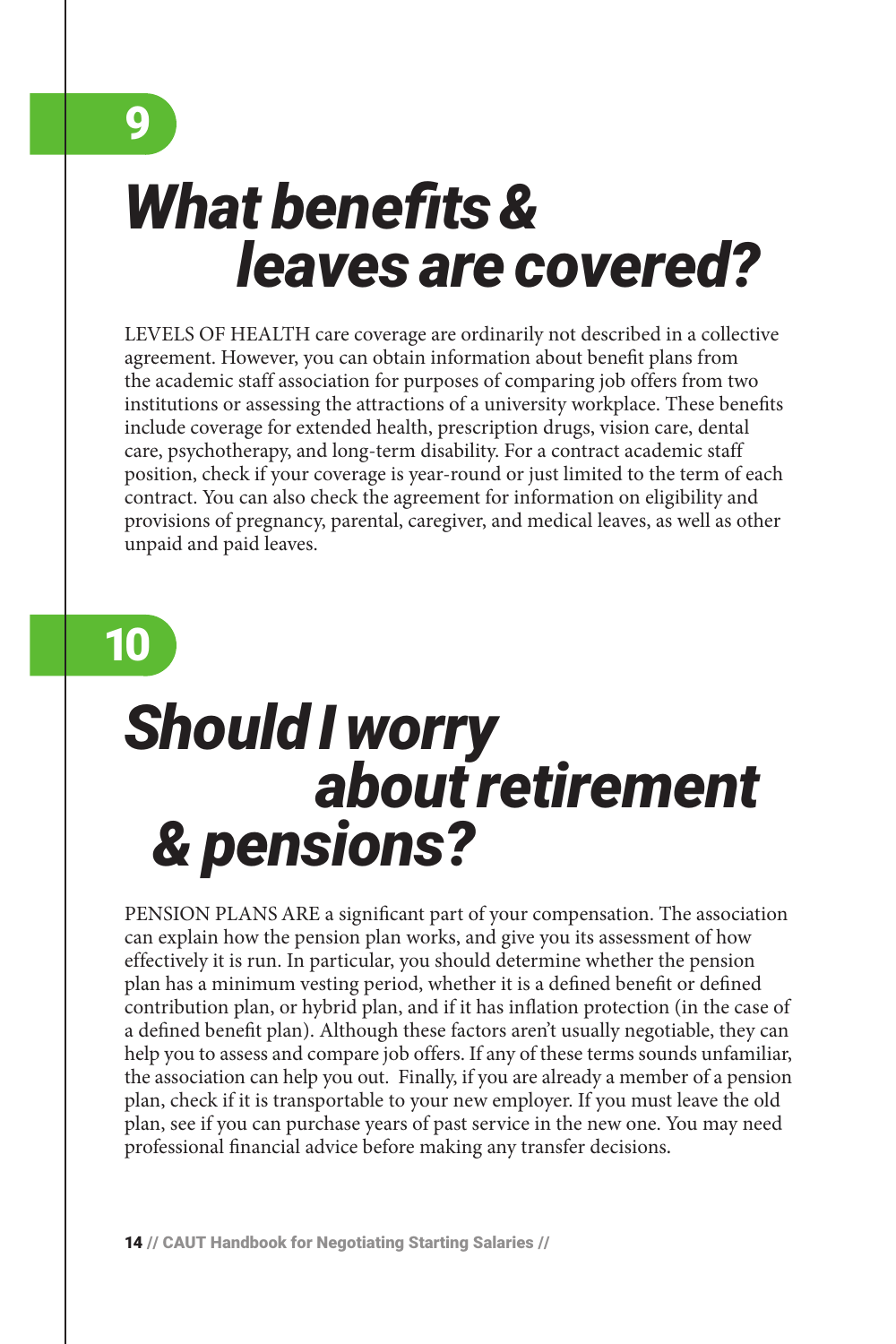## 9

# *What benefits & leaves are covered?*

LEVELS OF HEALTH care coverage are ordinarily not described in a collective agreement. However, you can obtain information about benefit plans from the academic staff association for purposes of comparing job offers from two institutions or assessing the attractions of a university workplace. These benefits include coverage for extended health, prescription drugs, vision care, dental care, psychotherapy, and long-term disability. For a contract academic staff position, check if your coverage is year-round or just limited to the term of each contract. You can also check the agreement for information on eligibility and provisions of pregnancy, parental, caregiver, and medical leaves, as well as other unpaid and paid leaves.

## 10

# *Should I worry about retirement & pensions?*

PENSION PLANS ARE a significant part of your compensation. The association can explain how the pension plan works, and give you its assessment of how effectively it is run. In particular, you should determine whether the pension plan has a minimum vesting period, whether it is a defined benefit or defined contribution plan, or hybrid plan, and if it has inflation protection (in the case of a defined benefit plan). Although these factors aren't usually negotiable, they can help you to assess and compare job offers. If any of these terms sounds unfamiliar, the association can help you out. Finally, if you are already a member of a pension plan, check if it is transportable to your new employer. If you must leave the old plan, see if you can purchase years of past service in the new one. You may need professional financial advice before making any transfer decisions.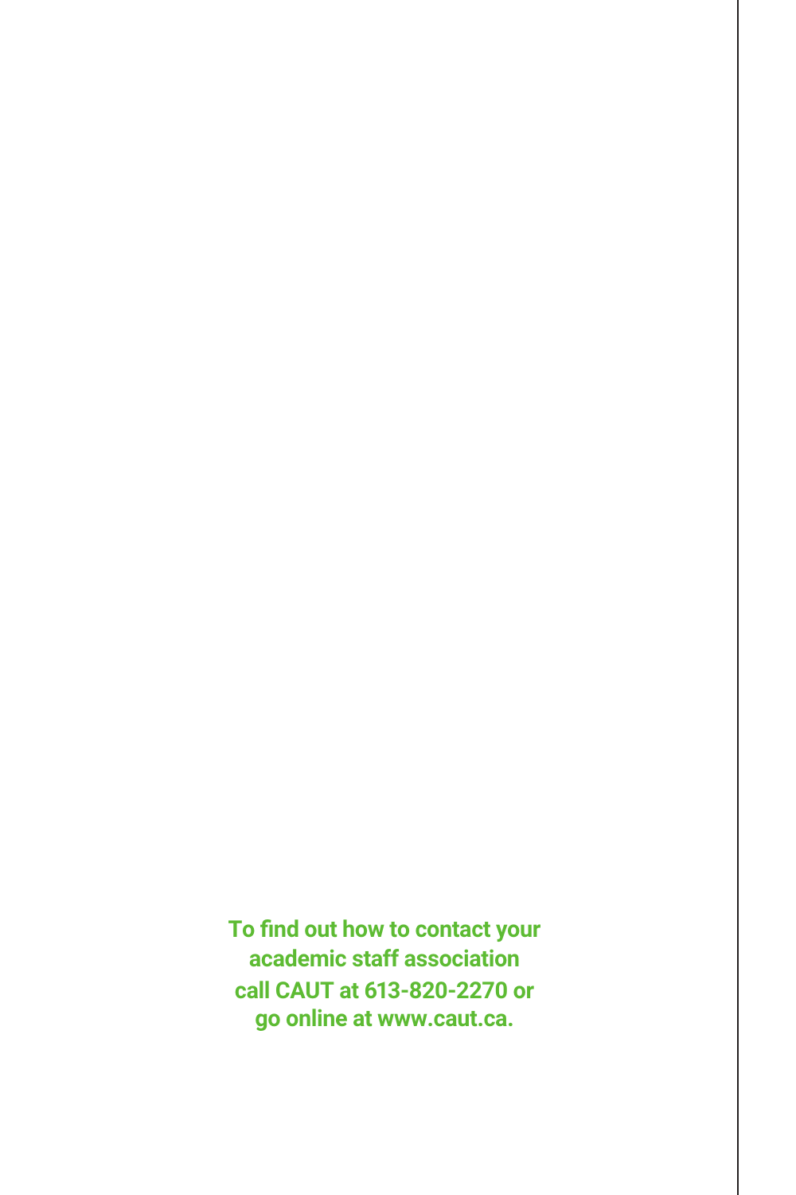**To find out how to contact your academic staff association call CAUT at 613-820-2270 or go online at www.caut.ca.**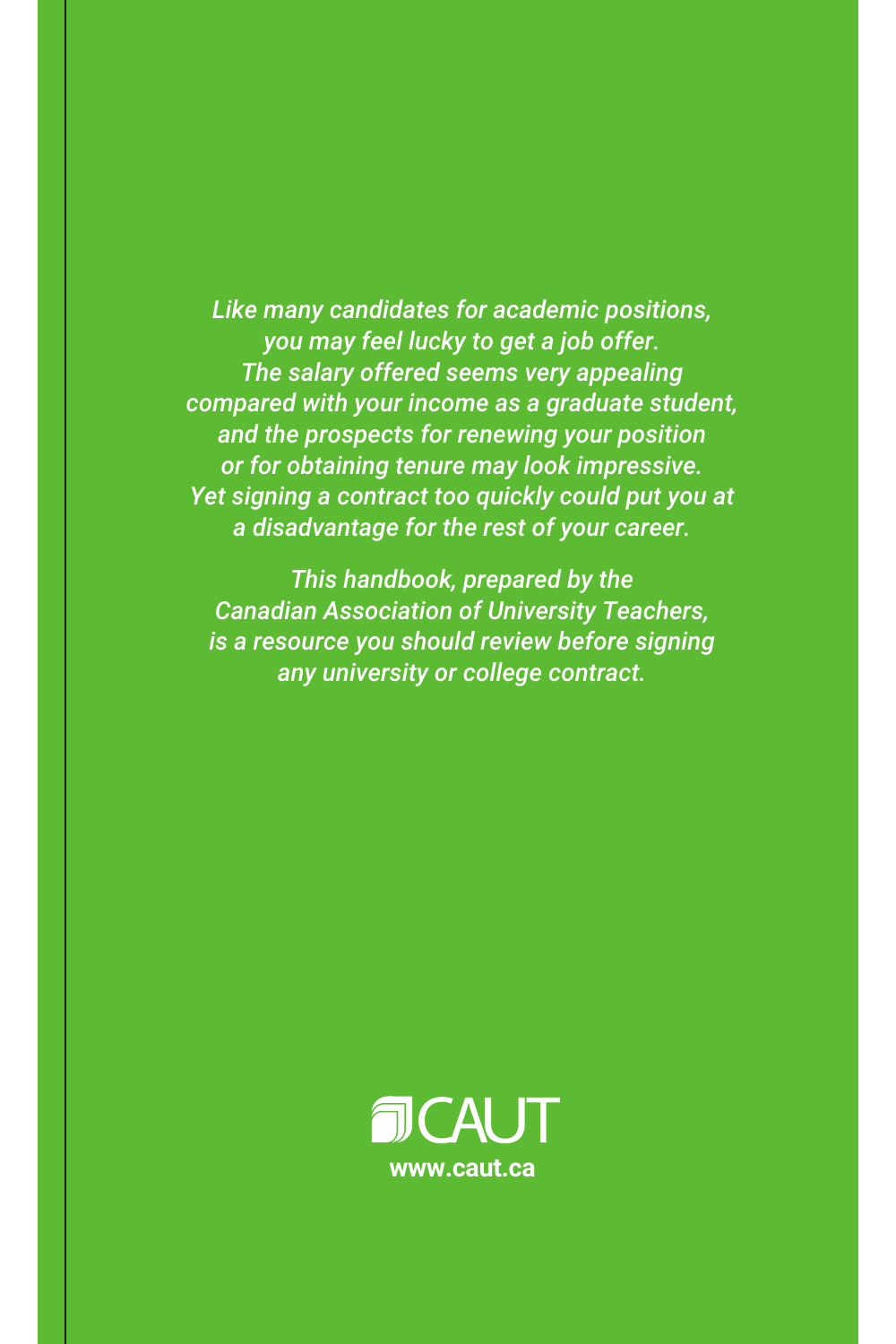*Like many candidates for academic positions, you may feel lucky to get a job offer. The salary offered seems very appealing compared with your income as a graduate student, and the prospects for renewing your position or for obtaining tenure may look impressive. Yet signing a contract too quickly could put you at a disadvantage for the rest of your career.*

*This handbook, prepared by the Canadian Association of University Teachers, is a resource you should review before signing any university or college contract.*

CAUT

**www.caut.ca**